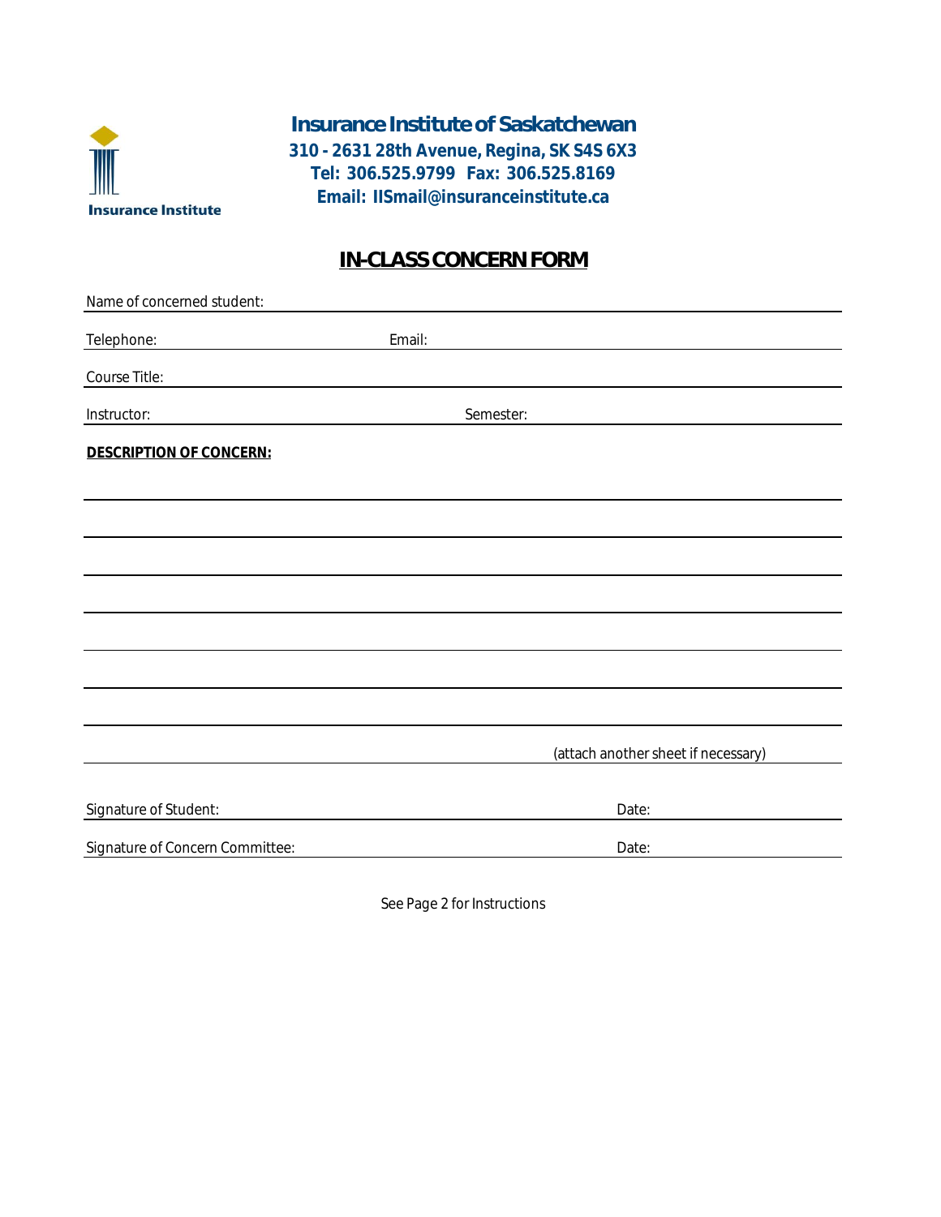Insurance Institute

# Insurance Institute of Saskatchewan

**310 - 2631 28th Avenue, Regina, SK S4S 6X3**
**Tel: 306.525.9799 Fax: 306.525.8169**
**Email: IISmail@insuranceinstitute.ca**

## IN-CLASS CONCERN FORM

Name of concerned student: ______________________________________________

Telephone: ____________________ Email: ____________________________________

Course Title: ______________________________________________________________

Instructor: ______________________________ Semester: ___________________________

**DESCRIPTION OF CONCERN:**

______________________________________________________________________

______________________________________________________________________

______________________________________________________________________

______________________________________________________________________

______________________________________________________________________

______________________________________________________________________

______________________________________________________________________

(attach another sheet if necessary)

Signature of Student: ______________________________ Date: ____________________

Signature of Concern Committee: ______________________ Date: ____________________

See Page 2 for Instructions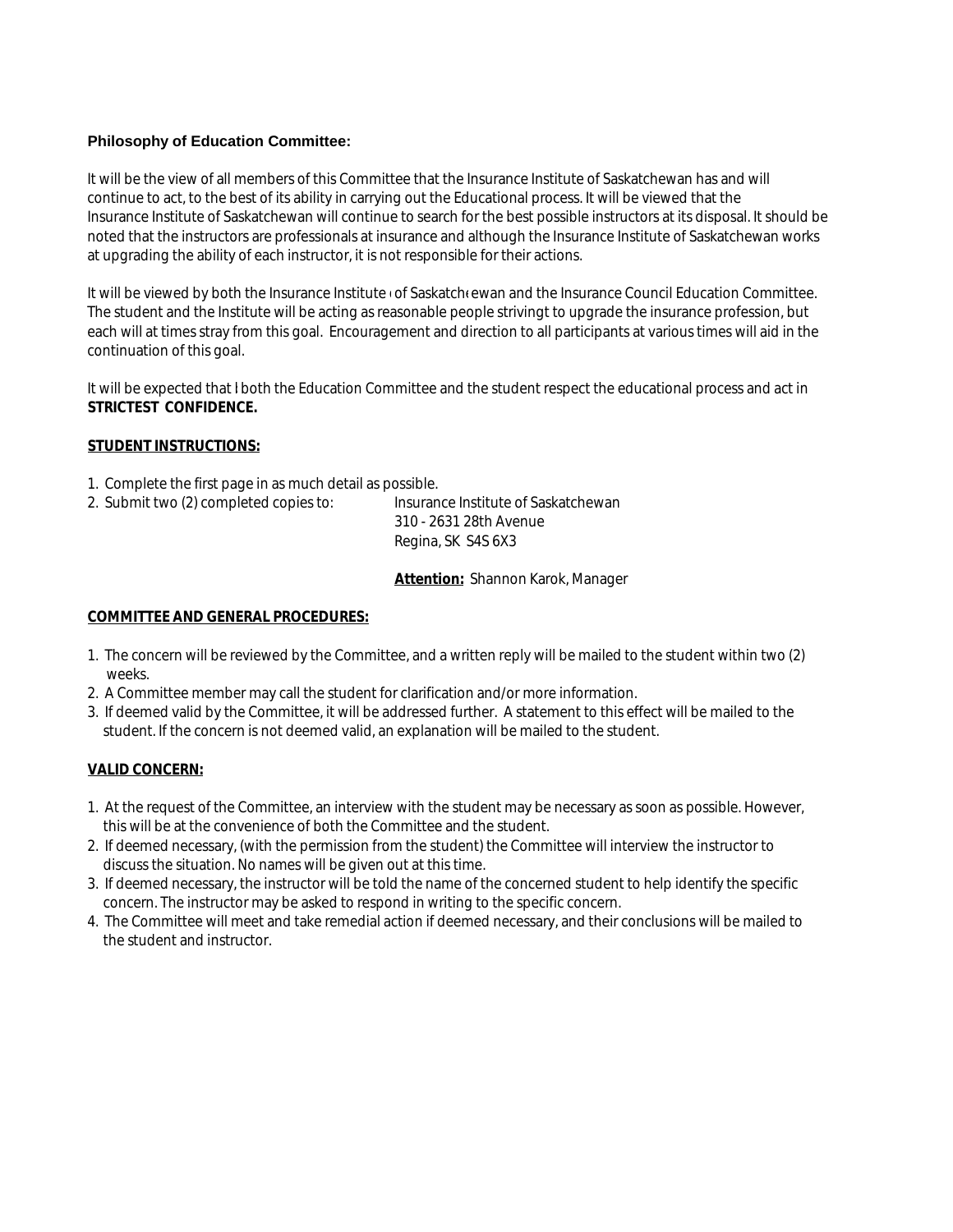**Philosophy of Education Committee:**

It will be the view of all members of this Committee that the Insurance Institute of Saskatchewan has and will continue to act, to the best of its ability in carrying out the Educational process. It will be viewed that the Insurance Institute of Saskatchewan will continue to search for the best possible instructors at its disposal. It should be noted that the instructors are professionals at insurance and although the Insurance Institute of Saskatchewan works at upgrading the ability of each instructor, it is not responsible for their actions.

It will be viewed by both the Insurance Institute of Saskatchewan and the Insurance Council Education Committee. The student and the Institute will be acting as reasonable people strivingt to upgrade the insurance profession, but each will at times stray from this goal. Encouragement and direction to all participants at various times will aid in the continuation of this goal.

It will be expected that both the Education Committee and the student respect the educational process and act in **STRICTEST CONFIDENCE.**

**STUDENT INSTRUCTIONS:**

1. Complete the first page in as much detail as possible.
2. Submit two (2) completed copies to: Insurance Institute of Saskatchewan
   310 - 2631 28th Avenue
   Regina, SK S4S 6X3

   **Attention:** Shannon Karok, Manager

**COMMITTEE AND GENERAL PROCEDURES:**

1. The concern will be reviewed by the Committee, and a written reply will be mailed to the student within two (2) weeks.
2. A Committee member may call the student for clarification and/or more information.
3. If deemed valid by the Committee, it will be addressed further. A statement to this effect will be mailed to the student. If the concern is not deemed valid, an explanation will be mailed to the student.

**VALID CONCERN:**

1. At the request of the Committee, an interview with the student may be necessary as soon as possible. However, this will be at the convenience of both the Committee and the student.
2. If deemed necessary, (with the permission from the student) the Committee will interview the instructor to discuss the situation. No names will be given out at this time.
3. If deemed necessary, the instructor will be told the name of the concerned student to help identify the specific concern. The instructor may be asked to respond in writing to the specific concern.
4. The Committee will meet and take remedial action if deemed necessary, and their conclusions will be mailed to the student and instructor.